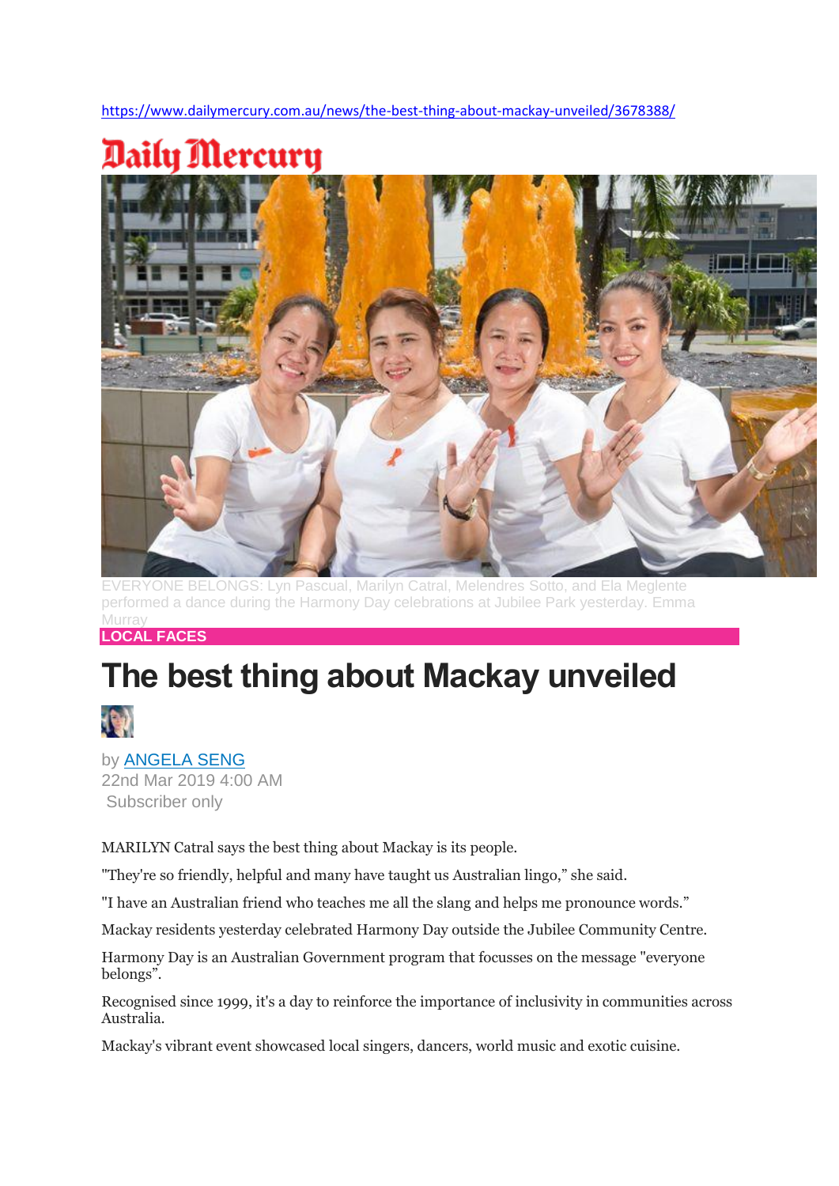https://www.dailymercury.com.au/news/the-best-thing-about-mackay-unveiled/3678388/

Daily Mercury

EVERYONE BELONGS: Lyn Pascual, Marilyn Catral, Melendres Sotto, and Ela Meglente performed a dance during the Harmony Day celebrations at Jubilee Park yesterday. Emma Murray

**LOCAL FACES**

# The best thing about Mackay unveiled

by ANGELA SENG
22nd Mar 2019 4:00 AM
Subscriber only

MARILYN Catral says the best thing about Mackay is its people.

"They're so friendly, helpful and many have taught us Australian lingo," she said.

"I have an Australian friend who teaches me all the slang and helps me pronounce words."

Mackay residents yesterday celebrated Harmony Day outside the Jubilee Community Centre.

Harmony Day is an Australian Government program that focusses on the message "everyone belongs".

Recognised since 1999, it's a day to reinforce the importance of inclusivity in communities across Australia.

Mackay's vibrant event showcased local singers, dancers, world music and exotic cuisine.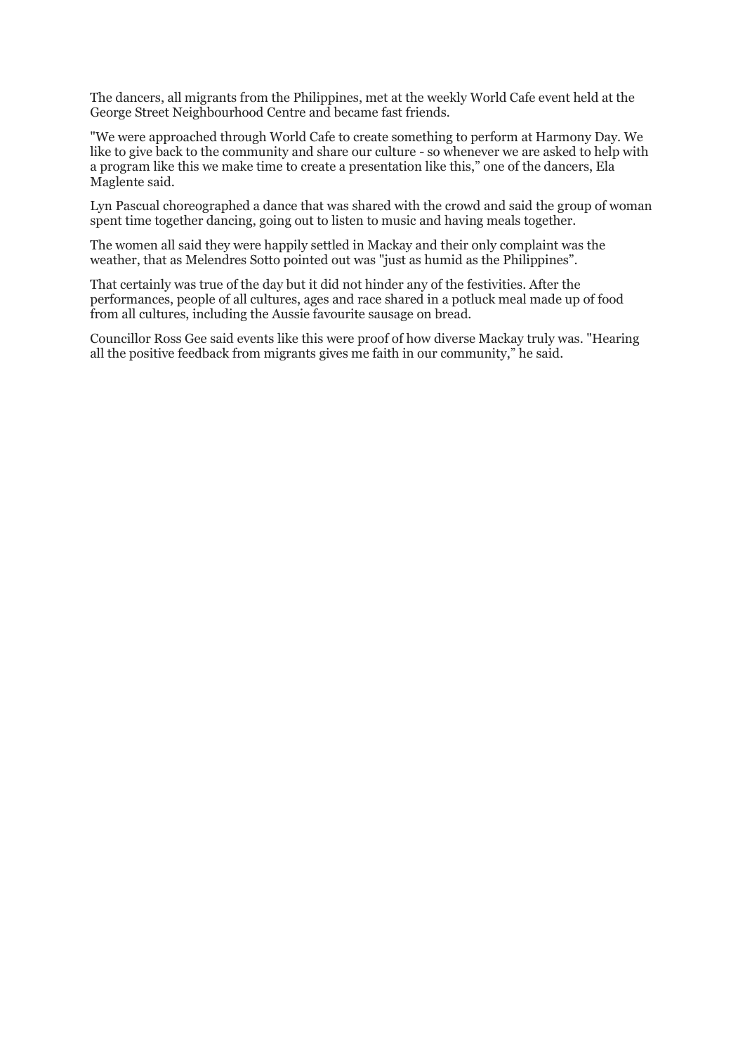The dancers, all migrants from the Philippines, met at the weekly World Cafe event held at the George Street Neighbourhood Centre and became fast friends.

"We were approached through World Cafe to create something to perform at Harmony Day. We like to give back to the community and share our culture - so whenever we are asked to help with a program like this we make time to create a presentation like this," one of the dancers, Ela Maglente said.

Lyn Pascual choreographed a dance that was shared with the crowd and said the group of woman spent time together dancing, going out to listen to music and having meals together.

The women all said they were happily settled in Mackay and their only complaint was the weather, that as Melendres Sotto pointed out was "just as humid as the Philippines".

That certainly was true of the day but it did not hinder any of the festivities. After the performances, people of all cultures, ages and race shared in a potluck meal made up of food from all cultures, including the Aussie favourite sausage on bread.

Councillor Ross Gee said events like this were proof of how diverse Mackay truly was. "Hearing all the positive feedback from migrants gives me faith in our community," he said.